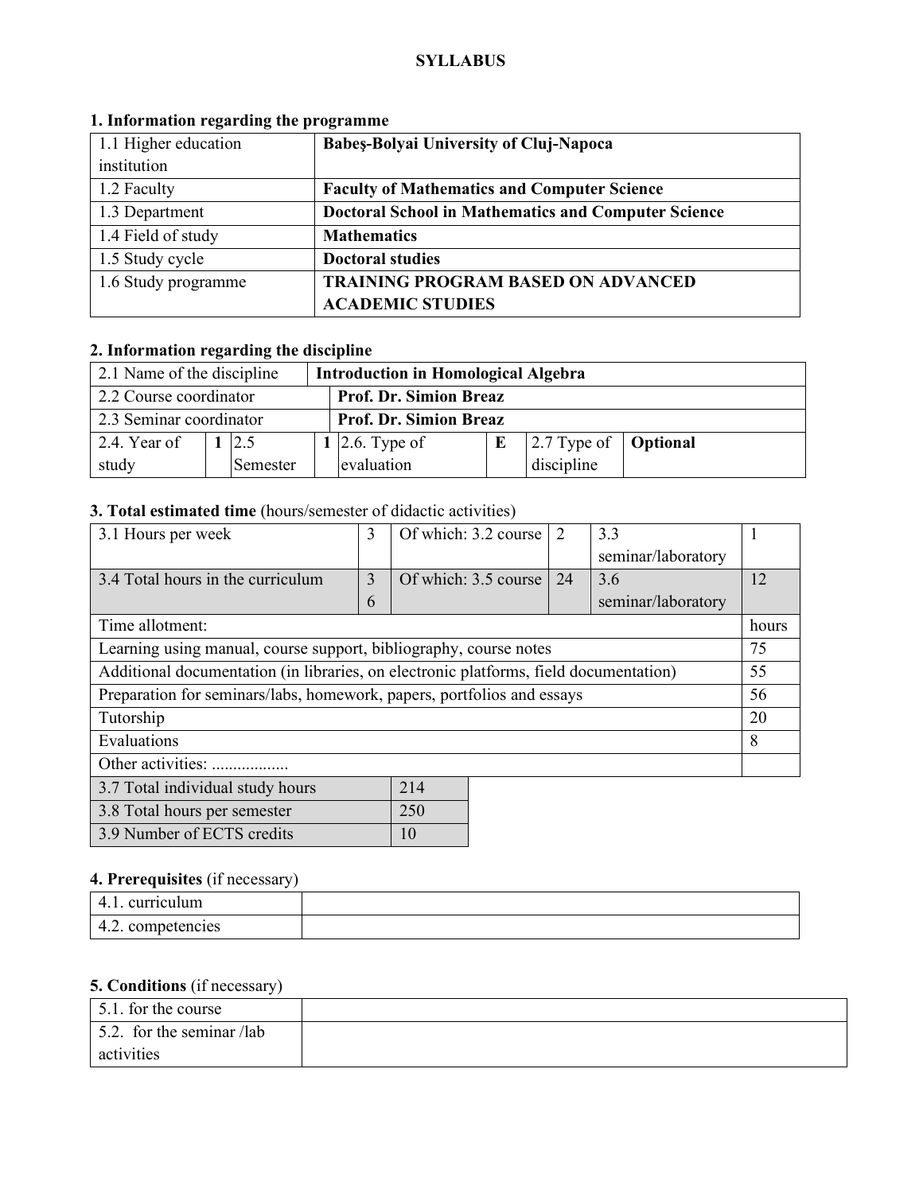# SYLLABUS

## 1. Information regarding the programme

| | |
|---|---|
| 1.1 Higher education institution | **Babeş-Bolyai University of Cluj-Napoca** |
| 1.2 Faculty | **Faculty of Mathematics and Computer Science** |
| 1.3 Department | **Doctoral School in Mathematics and Computer Science** |
| 1.4 Field of study | **Mathematics** |
| 1.5 Study cycle | **Doctoral studies** |
| 1.6 Study programme | **TRAINING PROGRAM BASED ON ADVANCED ACADEMIC STUDIES** |

## 2. Information regarding the discipline

| | | | | | | | |
|---|---|---|---|---|---|---|---|
| 2.1 Name of the discipline | | **Introduction in Homological Algebra** | | | | | |
| 2.2 Course coordinator | | **Prof. Dr. Simion Breaz** | | | | | |
| 2.3 Seminar coordinator | | **Prof. Dr. Simion Breaz** | | | | | |
| 2.4. Year of study | **1** | 2.5 Semester | **1** | 2.6. Type of evaluation | **E** | 2.7 Type of discipline | **Optional** |

## 3. Total estimated time (hours/semester of didactic activities)

| | | | | | |
|---|---|---|---|---|---|
| 3.1 Hours per week | 3 | Of which: 3.2 course | 2 | 3.3 seminar/laboratory | 1 |
| 3.4 Total hours in the curriculum | 36 | Of which: 3.5 course | 24 | 3.6 seminar/laboratory | 12 |

| Time allotment: | hours |
|---|---|
| Learning using manual, course support, bibliography, course notes | 75 |
| Additional documentation (in libraries, on electronic platforms, field documentation) | 55 |
| Preparation for seminars/labs, homework, papers, portfolios and essays | 56 |
| Tutorship | 20 |
| Evaluations | 8 |
| Other activities: .................. | |

| | |
|---|---|
| 3.7 Total individual study hours | 214 |
| 3.8 Total hours per semester | 250 |
| 3.9 Number of ECTS credits | 10 |

## 4. Prerequisites (if necessary)

| | |
|---|---|
| 4.1. curriculum | |
| 4.2. competencies | |

## 5. Conditions (if necessary)

| | |
|---|---|
| 5.1. for the course | |
| 5.2. for the seminar /lab activities | |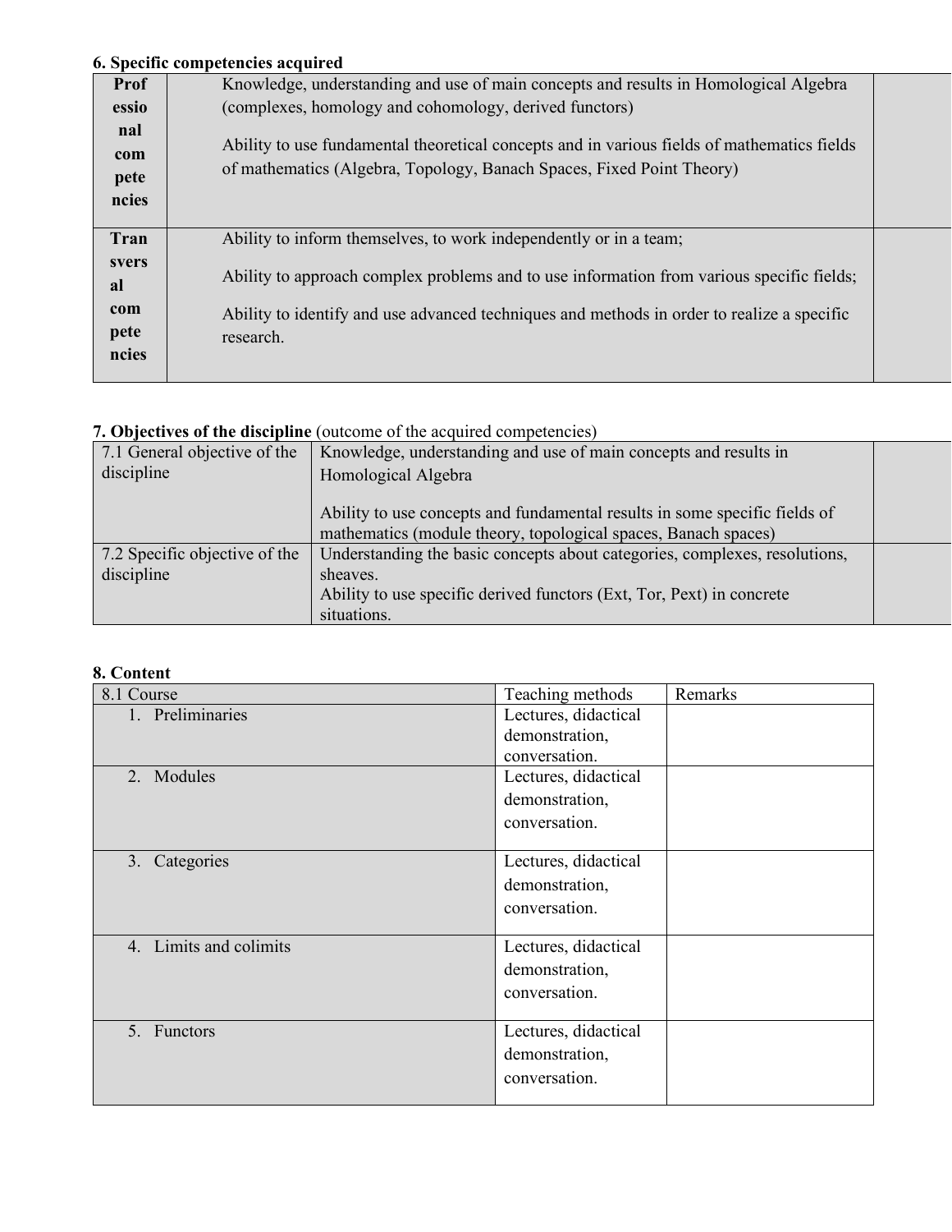**6. Specific competencies acquired**

| | | |
|---|---|---|
| **Professional competencies** | Knowledge, understanding and use of main concepts and results in Homological Algebra (complexes, homology and cohomology, derived functors)<br><br>Ability to use fundamental theoretical concepts and in various fields of mathematics fields of mathematics (Algebra, Topology, Banach Spaces, Fixed Point Theory) | |
| **Transversal competencies** | Ability to inform themselves, to work independently or in a team;<br><br>Ability to approach complex problems and to use information from various specific fields;<br><br>Ability to identify and use advanced techniques and methods in order to realize a specific research. | |

**7. Objectives of the discipline** (outcome of the acquired competencies)

| | | |
|---|---|---|
| 7.1 General objective of the discipline | Knowledge, understanding and use of main concepts and results in Homological Algebra<br><br>Ability to use concepts and fundamental results in some specific fields of mathematics (module theory, topological spaces, Banach spaces) | |
| 7.2 Specific objective of the discipline | Understanding the basic concepts about categories, complexes, resolutions, sheaves.<br>Ability to use specific derived functors (Ext, Tor, Pext) in concrete situations. | |

**8. Content**

| 8.1 Course | Teaching methods | Remarks |
|---|---|---|
| 1. Preliminaries | Lectures, didactical demonstration, conversation. | |
| 2. Modules | Lectures, didactical demonstration, conversation. | |
| 3. Categories | Lectures, didactical demonstration, conversation. | |
| 4. Limits and colimits | Lectures, didactical demonstration, conversation. | |
| 5. Functors | Lectures, didactical demonstration, conversation. | |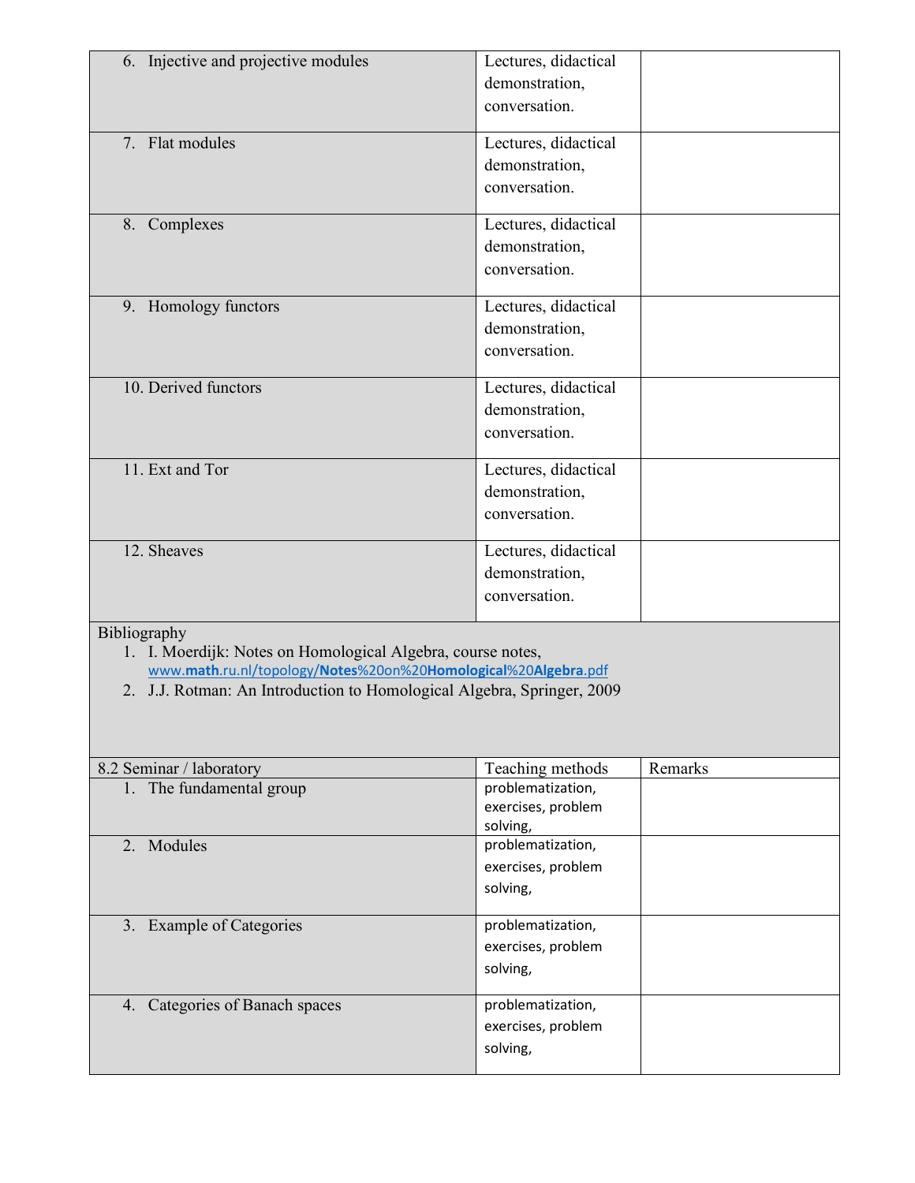| | | |
|---|---|---|
| 6. Injective and projective modules | Lectures, didactical demonstration, conversation. | |
| 7. Flat modules | Lectures, didactical demonstration, conversation. | |
| 8. Complexes | Lectures, didactical demonstration, conversation. | |
| 9. Homology functors | Lectures, didactical demonstration, conversation. | |
| 10. Derived functors | Lectures, didactical demonstration, conversation. | |
| 11. Ext and Tor | Lectures, didactical demonstration, conversation. | |
| 12. Sheaves | Lectures, didactical demonstration, conversation. | |

Bibliography

1. I. Moerdijk: Notes on Homological Algebra, course notes, www.math.ru.nl/topology/Notes%20on%20Homological%20Algebra.pdf
2. J.J. Rotman: An Introduction to Homological Algebra, Springer, 2009

| 8.2 Seminar / laboratory | Teaching methods | Remarks |
|---|---|---|
| 1. The fundamental group | problematization, exercises, problem solving, | |
| 2. Modules | problematization, exercises, problem solving, | |
| 3. Example of Categories | problematization, exercises, problem solving, | |
| 4. Categories of Banach spaces | problematization, exercises, problem solving, | |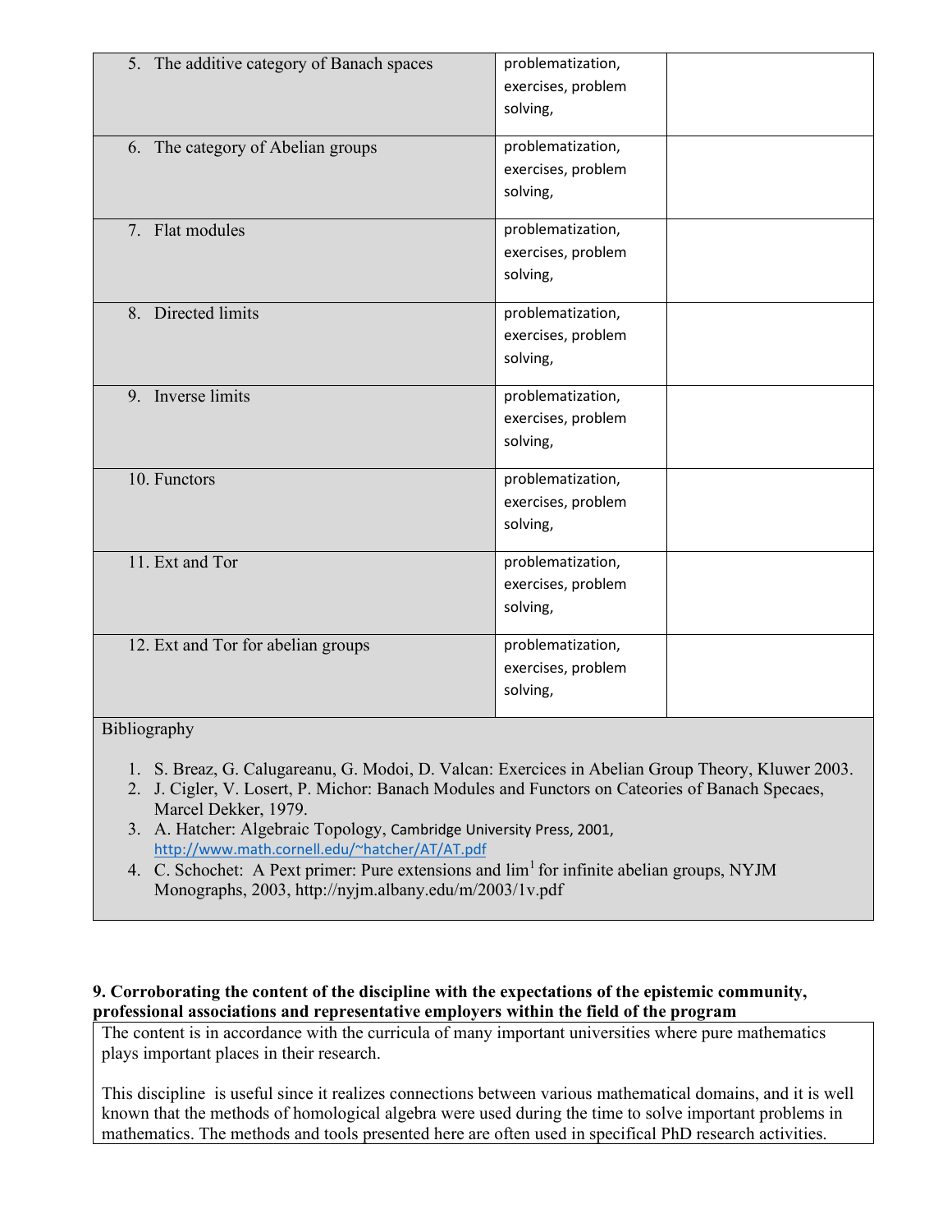| | | |
|---|---|---|
| 5. The additive category of Banach spaces | problematization, exercises, problem solving, | |
| 6. The category of Abelian groups | problematization, exercises, problem solving, | |
| 7. Flat modules | problematization, exercises, problem solving, | |
| 8. Directed limits | problematization, exercises, problem solving, | |
| 9. Inverse limits | problematization, exercises, problem solving, | |
| 10. Functors | problematization, exercises, problem solving, | |
| 11. Ext and Tor | problematization, exercises, problem solving, | |
| 12. Ext and Tor for abelian groups | problematization, exercises, problem solving, | |

Bibliography

1. S. Breaz, G. Calugareanu, G. Modoi, D. Valcan: Exercices in Abelian Group Theory, Kluwer 2003.
2. J. Cigler, V. Losert, P. Michor: Banach Modules and Functors on Cateories of Banach Specaes, Marcel Dekker, 1979.
3. A. Hatcher: Algebraic Topology, Cambridge University Press, 2001, http://www.math.cornell.edu/~hatcher/AT/AT.pdf
4. C. Schochet: A Pext primer: Pure extensions and $\lim^1$ for infinite abelian groups, NYJM Monographs, 2003, http://nyjm.albany.edu/m/2003/1v.pdf

**9. Corroborating the content of the discipline with the expectations of the epistemic community, professional associations and representative employers within the field of the program**

The content is in accordance with the curricula of many important universities where pure mathematics plays important places in their research.

This discipline is useful since it realizes connections between various mathematical domains, and it is well known that the methods of homological algebra were used during the time to solve important problems in mathematics. The methods and tools presented here are often used in specifical PhD research activities.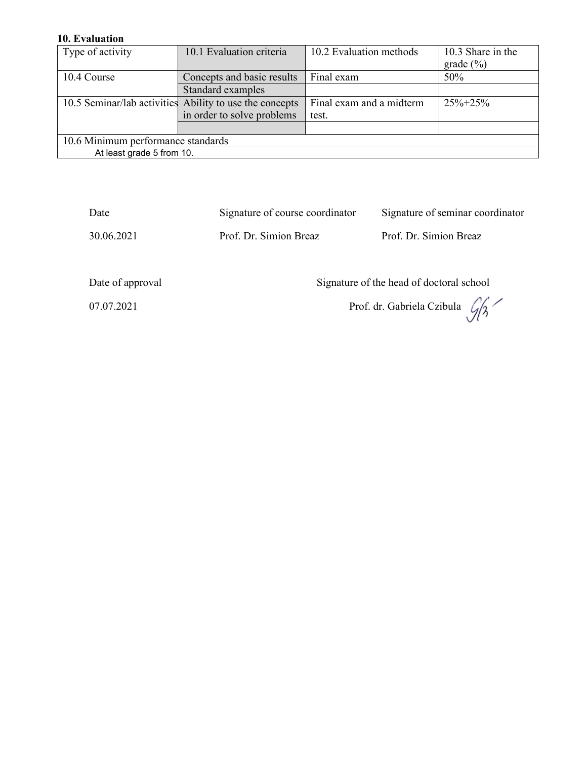**10. Evaluation**

| Type of activity | 10.1 Evaluation criteria | 10.2 Evaluation methods | 10.3 Share in the grade (%) |
| --- | --- | --- | --- |
| 10.4 Course | Concepts and basic results | Final exam | 50% |
| | Standard examples | | |
| 10.5 Seminar/lab activities | Ability to use the concepts in order to solve problems | Final exam and a midterm test. | 25%+25% |
| | | | |
| 10.6 Minimum performance standards | | | |
| At least grade 5 from 10. | | | |

| Date | Signature of course coordinator | Signature of seminar coordinator |
| --- | --- | --- |
| 30.06.2021 | Prof. Dr. Simion Breaz | Prof. Dr. Simion Breaz |

| Date of approval | Signature of the head of doctoral school |
| --- | --- |
| 07.07.2021 | Prof. dr. Gabriela Czibula |